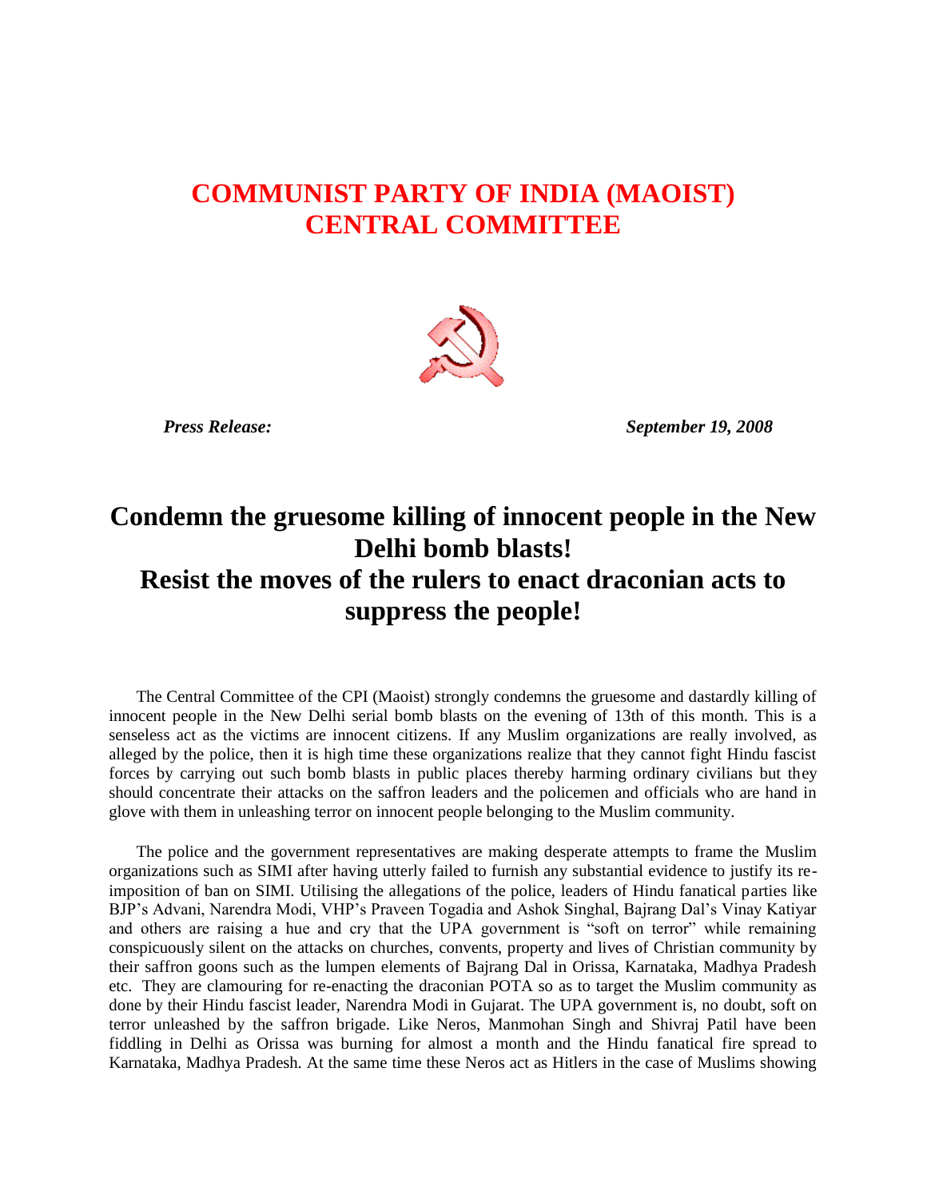# COMMUNIST PARTY OF INDIA (MAOIST)
# CENTRAL COMMITTEE

***Press Release:*** ***September 19, 2008***

## Condemn the gruesome killing of innocent people in the New Delhi bomb blasts!
## Resist the moves of the rulers to enact draconian acts to suppress the people!

The Central Committee of the CPI (Maoist) strongly condemns the gruesome and dastardly killing of innocent people in the New Delhi serial bomb blasts on the evening of 13th of this month. This is a senseless act as the victims are innocent citizens. If any Muslim organizations are really involved, as alleged by the police, then it is high time these organizations realize that they cannot fight Hindu fascist forces by carrying out such bomb blasts in public places thereby harming ordinary civilians but they should concentrate their attacks on the saffron leaders and the policemen and officials who are hand in glove with them in unleashing terror on innocent people belonging to the Muslim community.

The police and the government representatives are making desperate attempts to frame the Muslim organizations such as SIMI after having utterly failed to furnish any substantial evidence to justify its re-imposition of ban on SIMI. Utilising the allegations of the police, leaders of Hindu fanatical parties like BJP's Advani, Narendra Modi, VHP's Praveen Togadia and Ashok Singhal, Bajrang Dal's Vinay Katiyar and others are raising a hue and cry that the UPA government is "soft on terror" while remaining conspicuously silent on the attacks on churches, convents, property and lives of Christian community by their saffron goons such as the lumpen elements of Bajrang Dal in Orissa, Karnataka, Madhya Pradesh etc. They are clamouring for re-enacting the draconian POTA so as to target the Muslim community as done by their Hindu fascist leader, Narendra Modi in Gujarat. The UPA government is, no doubt, soft on terror unleashed by the saffron brigade. Like Neros, Manmohan Singh and Shivraj Patil have been fiddling in Delhi as Orissa was burning for almost a month and the Hindu fanatical fire spread to Karnataka, Madhya Pradesh. At the same time these Neros act as Hitlers in the case of Muslims showing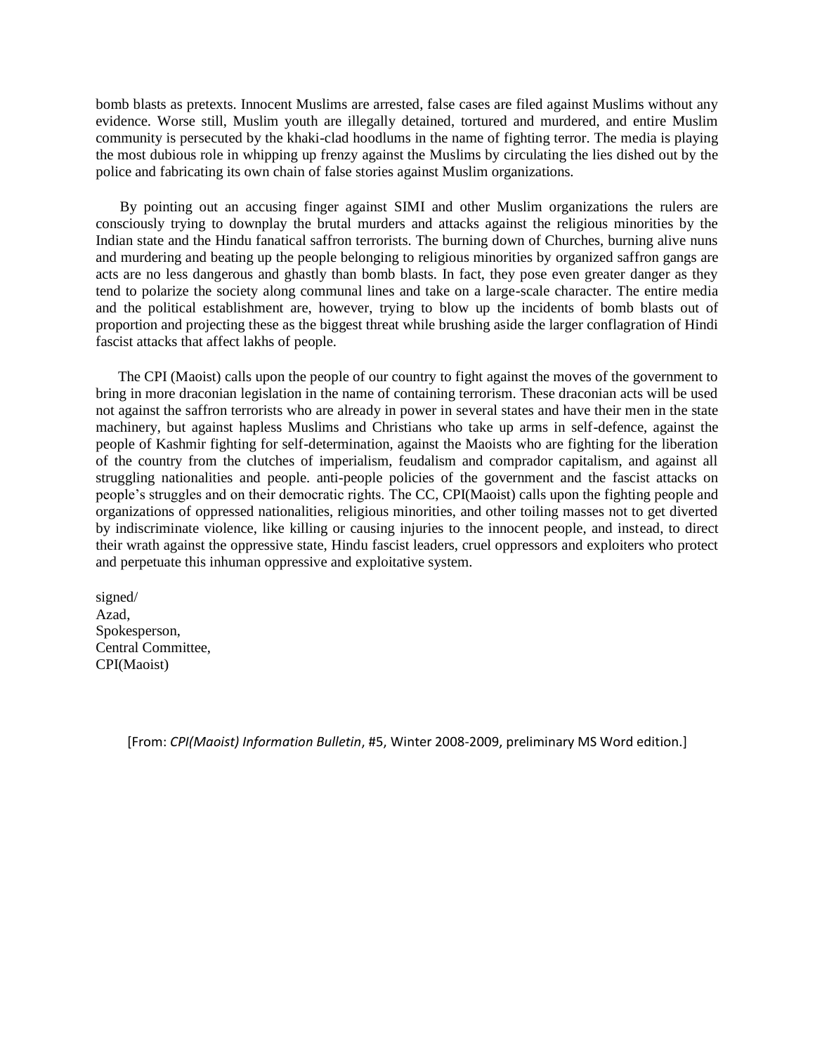bomb blasts as pretexts. Innocent Muslims are arrested, false cases are filed against Muslims without any evidence. Worse still, Muslim youth are illegally detained, tortured and murdered, and entire Muslim community is persecuted by the khaki-clad hoodlums in the name of fighting terror. The media is playing the most dubious role in whipping up frenzy against the Muslims by circulating the lies dished out by the police and fabricating its own chain of false stories against Muslim organizations.

By pointing out an accusing finger against SIMI and other Muslim organizations the rulers are consciously trying to downplay the brutal murders and attacks against the religious minorities by the Indian state and the Hindu fanatical saffron terrorists. The burning down of Churches, burning alive nuns and murdering and beating up the people belonging to religious minorities by organized saffron gangs are acts are no less dangerous and ghastly than bomb blasts. In fact, they pose even greater danger as they tend to polarize the society along communal lines and take on a large-scale character. The entire media and the political establishment are, however, trying to blow up the incidents of bomb blasts out of proportion and projecting these as the biggest threat while brushing aside the larger conflagration of Hindi fascist attacks that affect lakhs of people.

The CPI (Maoist) calls upon the people of our country to fight against the moves of the government to bring in more draconian legislation in the name of containing terrorism. These draconian acts will be used not against the saffron terrorists who are already in power in several states and have their men in the state machinery, but against hapless Muslims and Christians who take up arms in self-defence, against the people of Kashmir fighting for self-determination, against the Maoists who are fighting for the liberation of the country from the clutches of imperialism, feudalism and comprador capitalism, and against all struggling nationalities and people. anti-people policies of the government and the fascist attacks on people's struggles and on their democratic rights. The CC, CPI(Maoist) calls upon the fighting people and organizations of oppressed nationalities, religious minorities, and other toiling masses not to get diverted by indiscriminate violence, like killing or causing injuries to the innocent people, and instead, to direct their wrath against the oppressive state, Hindu fascist leaders, cruel oppressors and exploiters who protect and perpetuate this inhuman oppressive and exploitative system.

signed/  
Azad,  
Spokesperson,  
Central Committee,  
CPI(Maoist)

[From: *CPI(Maoist) Information Bulletin*, #5, Winter 2008-2009, preliminary MS Word edition.]